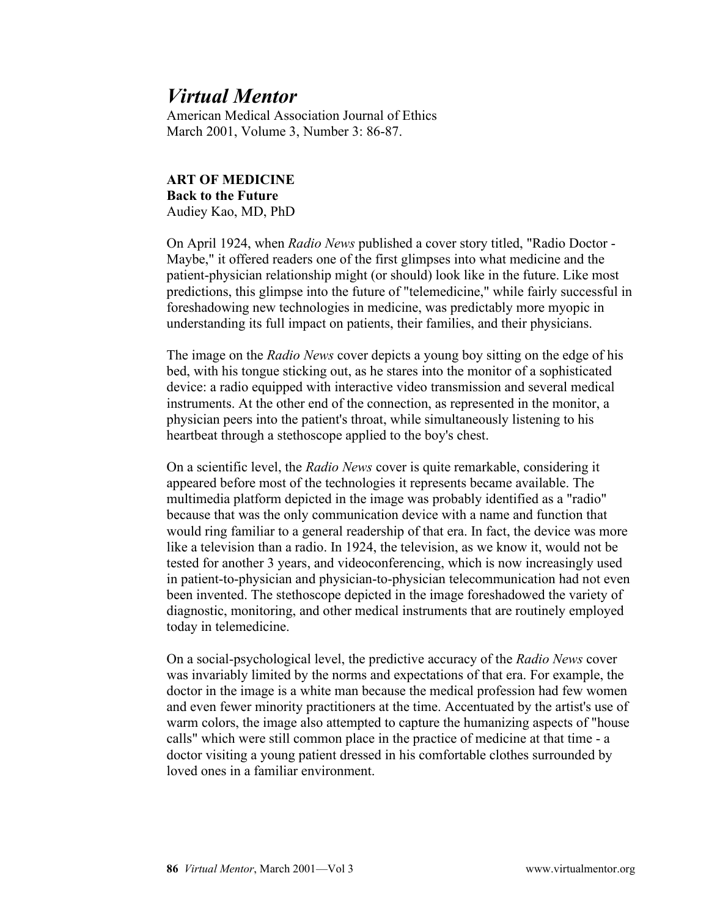# *Virtual Mentor*

American Medical Association Journal of Ethics
March 2001, Volume 3, Number 3: 86-87.

**ART OF MEDICINE**
**Back to the Future**
Audiey Kao, MD, PhD

On April 1924, when *Radio News* published a cover story titled, "Radio Doctor - Maybe," it offered readers one of the first glimpses into what medicine and the patient-physician relationship might (or should) look like in the future. Like most predictions, this glimpse into the future of "telemedicine," while fairly successful in foreshadowing new technologies in medicine, was predictably more myopic in understanding its full impact on patients, their families, and their physicians.

The image on the *Radio News* cover depicts a young boy sitting on the edge of his bed, with his tongue sticking out, as he stares into the monitor of a sophisticated device: a radio equipped with interactive video transmission and several medical instruments. At the other end of the connection, as represented in the monitor, a physician peers into the patient's throat, while simultaneously listening to his heartbeat through a stethoscope applied to the boy's chest.

On a scientific level, the *Radio News* cover is quite remarkable, considering it appeared before most of the technologies it represents became available. The multimedia platform depicted in the image was probably identified as a "radio" because that was the only communication device with a name and function that would ring familiar to a general readership of that era. In fact, the device was more like a television than a radio. In 1924, the television, as we know it, would not be tested for another 3 years, and videoconferencing, which is now increasingly used in patient-to-physician and physician-to-physician telecommunication had not even been invented. The stethoscope depicted in the image foreshadowed the variety of diagnostic, monitoring, and other medical instruments that are routinely employed today in telemedicine.

On a social-psychological level, the predictive accuracy of the *Radio News* cover was invariably limited by the norms and expectations of that era. For example, the doctor in the image is a white man because the medical profession had few women and even fewer minority practitioners at the time. Accentuated by the artist's use of warm colors, the image also attempted to capture the humanizing aspects of "house calls" which were still common place in the practice of medicine at that time - a doctor visiting a young patient dressed in his comfortable clothes surrounded by loved ones in a familiar environment.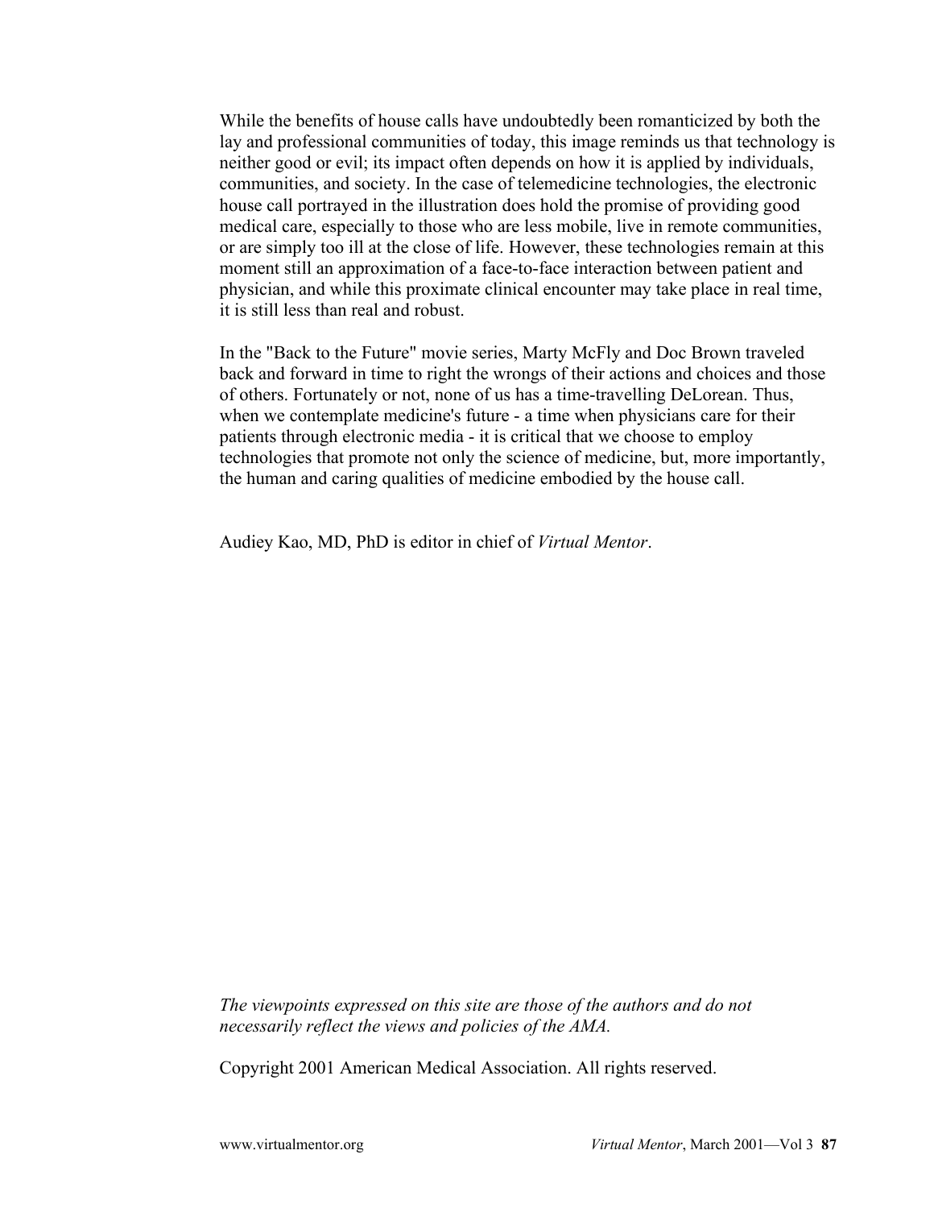While the benefits of house calls have undoubtedly been romanticized by both the lay and professional communities of today, this image reminds us that technology is neither good or evil; its impact often depends on how it is applied by individuals, communities, and society. In the case of telemedicine technologies, the electronic house call portrayed in the illustration does hold the promise of providing good medical care, especially to those who are less mobile, live in remote communities, or are simply too ill at the close of life. However, these technologies remain at this moment still an approximation of a face-to-face interaction between patient and physician, and while this proximate clinical encounter may take place in real time, it is still less than real and robust.

In the "Back to the Future" movie series, Marty McFly and Doc Brown traveled back and forward in time to right the wrongs of their actions and choices and those of others. Fortunately or not, none of us has a time-travelling DeLorean. Thus, when we contemplate medicine's future - a time when physicians care for their patients through electronic media - it is critical that we choose to employ technologies that promote not only the science of medicine, but, more importantly, the human and caring qualities of medicine embodied by the house call.

Audiey Kao, MD, PhD is editor in chief of *Virtual Mentor*.

*The viewpoints expressed on this site are those of the authors and do not necessarily reflect the views and policies of the AMA.*

Copyright 2001 American Medical Association. All rights reserved.